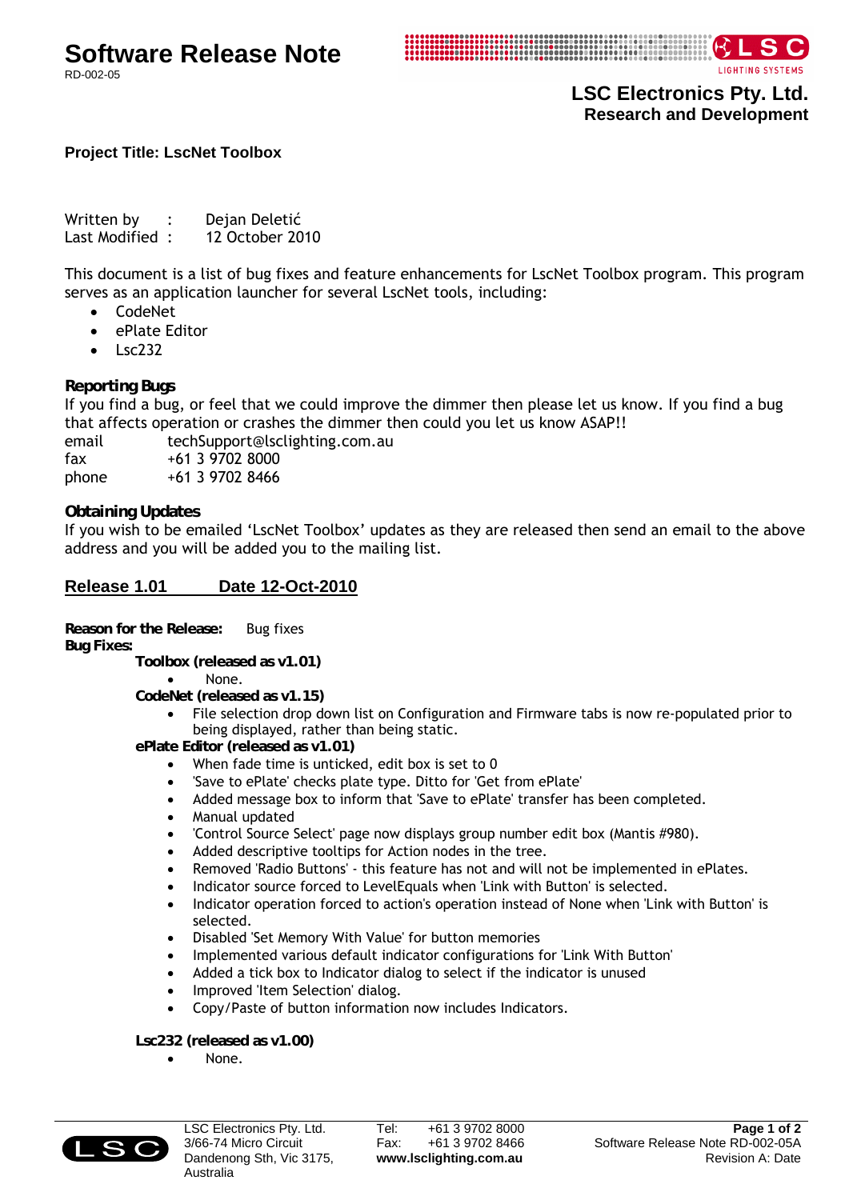# Software Release Note

RD-002-05

**LSC Electronics Pty. Ltd.**
**Research and Development**

**Project Title: LscNet Toolbox**

Written by : Dejan Deletić
Last Modified : 12 October 2010

This document is a list of bug fixes and feature enhancements for LscNet Toolbox program. This program serves as an application launcher for several LscNet tools, including:

- CodeNet
- ePlate Editor
- Lsc232

### Reporting Bugs

If you find a bug, or feel that we could improve the dimmer then please let us know. If you find a bug that affects operation or crashes the dimmer then could you let us know ASAP!!

email techSupport@lsclighting.com.au
fax +61 3 9702 8000
phone +61 3 9702 8466

### Obtaining Updates

If you wish to be emailed 'LscNet Toolbox' updates as they are released then send an email to the above address and you will be added you to the mailing list.

## Release 1.01 Date 12-Oct-2010

**Reason for the Release:** Bug fixes

**Bug Fixes:**

**Toolbox (released as v1.01)**

- None.

**CodeNet (released as v1.15)**

- File selection drop down list on Configuration and Firmware tabs is now re-populated prior to being displayed, rather than being static.

**ePlate Editor (released as v1.01)**

- When fade time is unticked, edit box is set to 0
- 'Save to ePlate' checks plate type. Ditto for 'Get from ePlate'
- Added message box to inform that 'Save to ePlate' transfer has been completed.
- Manual updated
- 'Control Source Select' page now displays group number edit box (Mantis #980).
- Added descriptive tooltips for Action nodes in the tree.
- Removed 'Radio Buttons' - this feature has not and will not be implemented in ePlates.
- Indicator source forced to LevelEquals when 'Link with Button' is selected.
- Indicator operation forced to action's operation instead of None when 'Link with Button' is selected.
- Disabled 'Set Memory With Value' for button memories
- Implemented various default indicator configurations for 'Link With Button'
- Added a tick box to Indicator dialog to select if the indicator is unused
- Improved 'Item Selection' dialog.
- Copy/Paste of button information now includes Indicators.

**Lsc232 (released as v1.00)**

- None.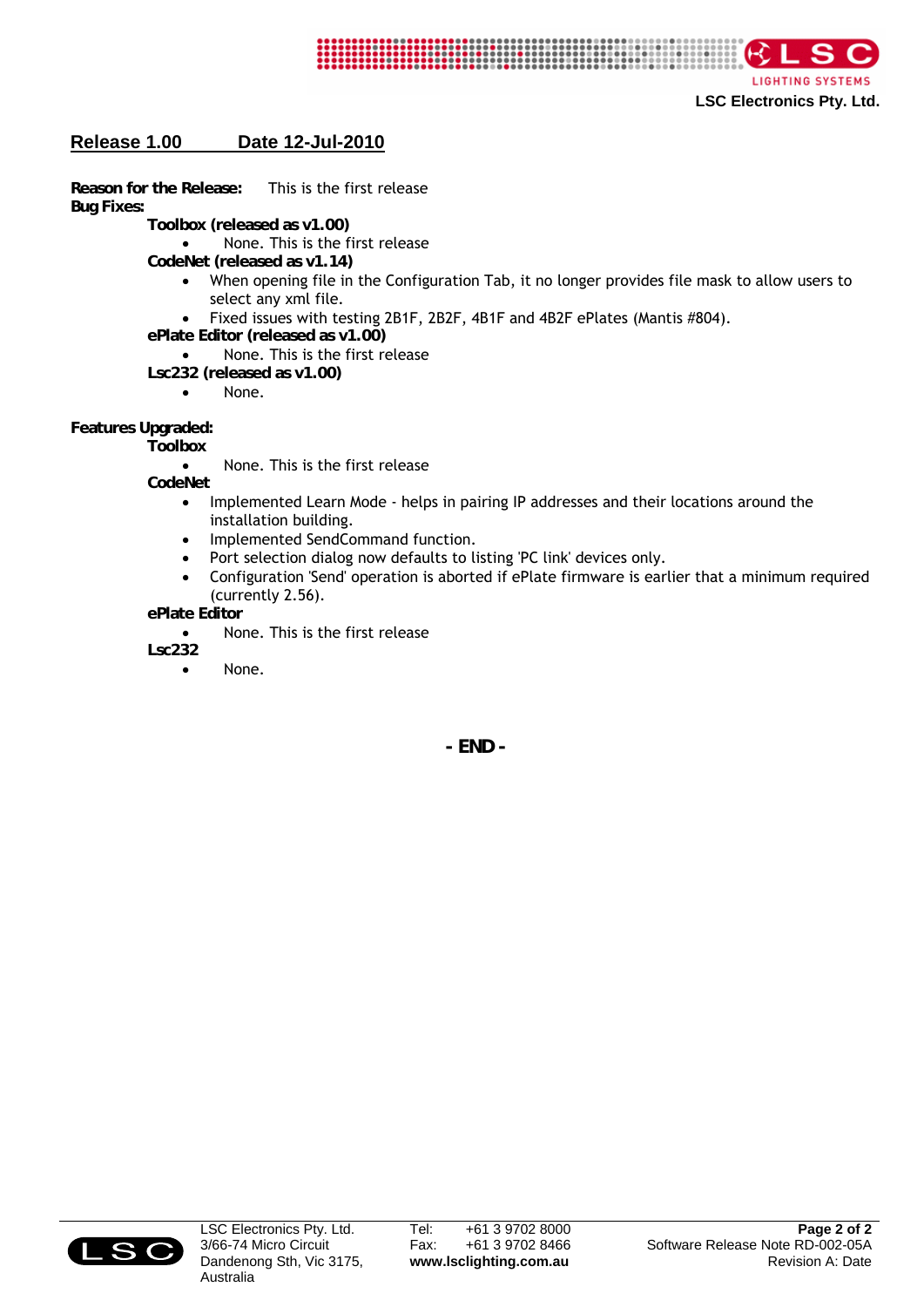## Release 1.00 Date 12-Jul-2010

**Reason for the Release:** This is the first release

**Bug Fixes:**

**Toolbox (released as v1.00)**

- None. This is the first release

**CodeNet (released as v1.14)**

- When opening file in the Configuration Tab, it no longer provides file mask to allow users to select any xml file.
- Fixed issues with testing 2B1F, 2B2F, 4B1F and 4B2F ePlates (Mantis #804).

**ePlate Editor (released as v1.00)**

- None. This is the first release

**Lsc232 (released as v1.00)**

- None.

**Features Upgraded:**

**Toolbox**

- None. This is the first release

**CodeNet**

- Implemented Learn Mode - helps in pairing IP addresses and their locations around the installation building.
- Implemented SendCommand function.
- Port selection dialog now defaults to listing 'PC link' devices only.
- Configuration 'Send' operation is aborted if ePlate firmware is earlier that a minimum required (currently 2.56).

**ePlate Editor**

- None. This is the first release

**Lsc232**

- None.

**- END -**